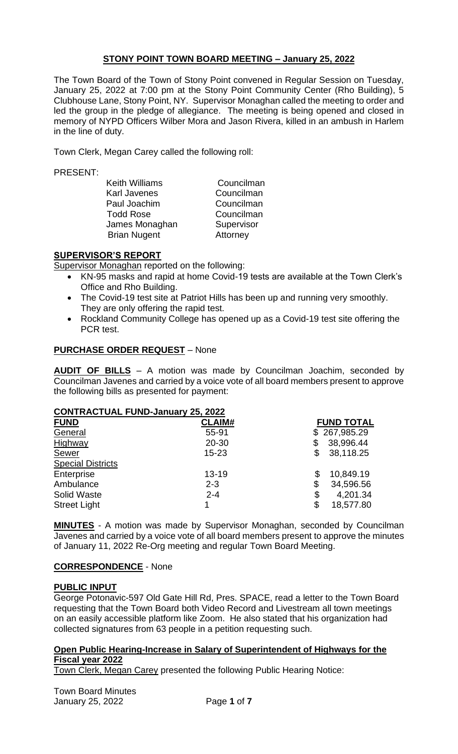# STONY POINT TOWN BOARD MEETING – January 25, 2022

The Town Board of the Town of Stony Point convened in Regular Session on Tuesday, January 25, 2022 at 7:00 pm at the Stony Point Community Center (Rho Building), 5 Clubhouse Lane, Stony Point, NY. Supervisor Monaghan called the meeting to order and led the group in the pledge of allegiance. The meeting is being opened and closed in memory of NYPD Officers Wilber Mora and Jason Rivera, killed in an ambush in Harlem in the line of duty.

Town Clerk, Megan Carey called the following roll:

PRESENT:

| | |
|---|---|
| Keith Williams | Councilman |
| Karl Javenes | Councilman |
| Paul Joachim | Councilman |
| Todd Rose | Councilman |
| James Monaghan | Supervisor |
| Brian Nugent | Attorney |

## SUPERVISOR'S REPORT

Supervisor Monaghan reported on the following:

- KN-95 masks and rapid at home Covid-19 tests are available at the Town Clerk's Office and Rho Building.
- The Covid-19 test site at Patriot Hills has been up and running very smoothly. They are only offering the rapid test.
- Rockland Community College has opened up as a Covid-19 test site offering the PCR test.

**PURCHASE ORDER REQUEST** – None

**AUDIT OF BILLS** – A motion was made by Councilman Joachim, seconded by Councilman Javenes and carried by a voice vote of all board members present to approve the following bills as presented for payment:

**CONTRACTUAL FUND-January 25, 2022**

| FUND | CLAIM# | FUND TOTAL |
|---|---|---|
| General | 55-91 | $ 267,985.29 |
| Highway | 20-30 | $ 38,996.44 |
| Sewer | 15-23 | $ 38,118.25 |
| Special Districts | | |
| Enterprise | 13-19 | $ 10,849.19 |
| Ambulance | 2-3 | $ 34,596.56 |
| Solid Waste | 2-4 | $ 4,201.34 |
| Street Light | 1 | $ 18,577.80 |

**MINUTES** - A motion was made by Supervisor Monaghan, seconded by Councilman Javenes and carried by a voice vote of all board members present to approve the minutes of January 11, 2022 Re-Org meeting and regular Town Board Meeting.

**CORRESPONDENCE** - None

## PUBLIC INPUT

George Potonavic-597 Old Gate Hill Rd, Pres. SPACE, read a letter to the Town Board requesting that the Town Board both Video Record and Livestream all town meetings on an easily accessible platform like Zoom. He also stated that his organization had collected signatures from 63 people in a petition requesting such.

## Open Public Hearing-Increase in Salary of Superintendent of Highways for the Fiscal year 2022

Town Clerk, Megan Carey presented the following Public Hearing Notice: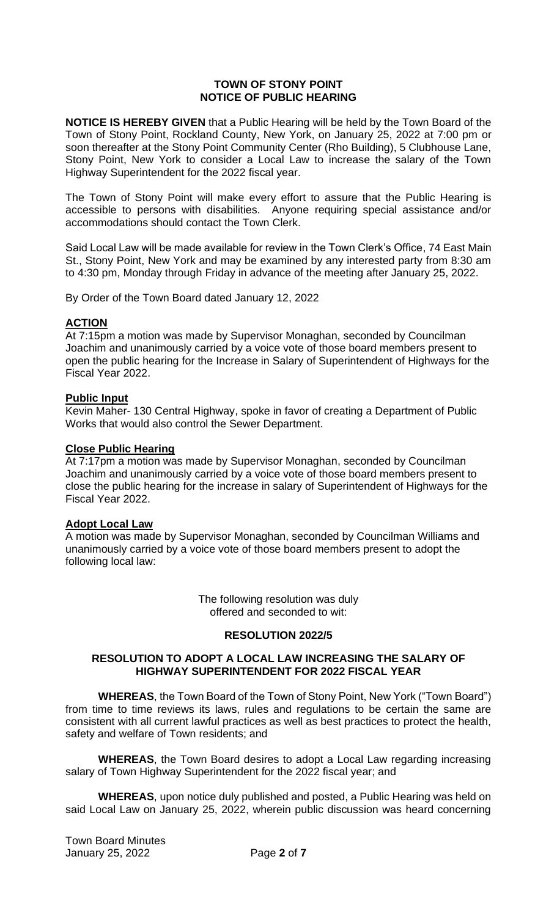**TOWN OF STONY POINT**
**NOTICE OF PUBLIC HEARING**

**NOTICE IS HEREBY GIVEN** that a Public Hearing will be held by the Town Board of the Town of Stony Point, Rockland County, New York, on January 25, 2022 at 7:00 pm or soon thereafter at the Stony Point Community Center (Rho Building), 5 Clubhouse Lane, Stony Point, New York to consider a Local Law to increase the salary of the Town Highway Superintendent for the 2022 fiscal year.

The Town of Stony Point will make every effort to assure that the Public Hearing is accessible to persons with disabilities. Anyone requiring special assistance and/or accommodations should contact the Town Clerk.

Said Local Law will be made available for review in the Town Clerk's Office, 74 East Main St., Stony Point, New York and may be examined by any interested party from 8:30 am to 4:30 pm, Monday through Friday in advance of the meeting after January 25, 2022.

By Order of the Town Board dated January 12, 2022

**ACTION**

At 7:15pm a motion was made by Supervisor Monaghan, seconded by Councilman Joachim and unanimously carried by a voice vote of those board members present to open the public hearing for the Increase in Salary of Superintendent of Highways for the Fiscal Year 2022.

**Public Input**

Kevin Maher- 130 Central Highway, spoke in favor of creating a Department of Public Works that would also control the Sewer Department.

**Close Public Hearing**

At 7:17pm a motion was made by Supervisor Monaghan, seconded by Councilman Joachim and unanimously carried by a voice vote of those board members present to close the public hearing for the increase in salary of Superintendent of Highways for the Fiscal Year 2022.

**Adopt Local Law**

A motion was made by Supervisor Monaghan, seconded by Councilman Williams and unanimously carried by a voice vote of those board members present to adopt the following local law:

The following resolution was duly offered and seconded to wit:

**RESOLUTION 2022/5**

**RESOLUTION TO ADOPT A LOCAL LAW INCREASING THE SALARY OF HIGHWAY SUPERINTENDENT FOR 2022 FISCAL YEAR**

**WHEREAS**, the Town Board of the Town of Stony Point, New York ("Town Board") from time to time reviews its laws, rules and regulations to be certain the same are consistent with all current lawful practices as well as best practices to protect the health, safety and welfare of Town residents; and

**WHEREAS**, the Town Board desires to adopt a Local Law regarding increasing salary of Town Highway Superintendent for the 2022 fiscal year; and

**WHEREAS**, upon notice duly published and posted, a Public Hearing was held on said Local Law on January 25, 2022, wherein public discussion was heard concerning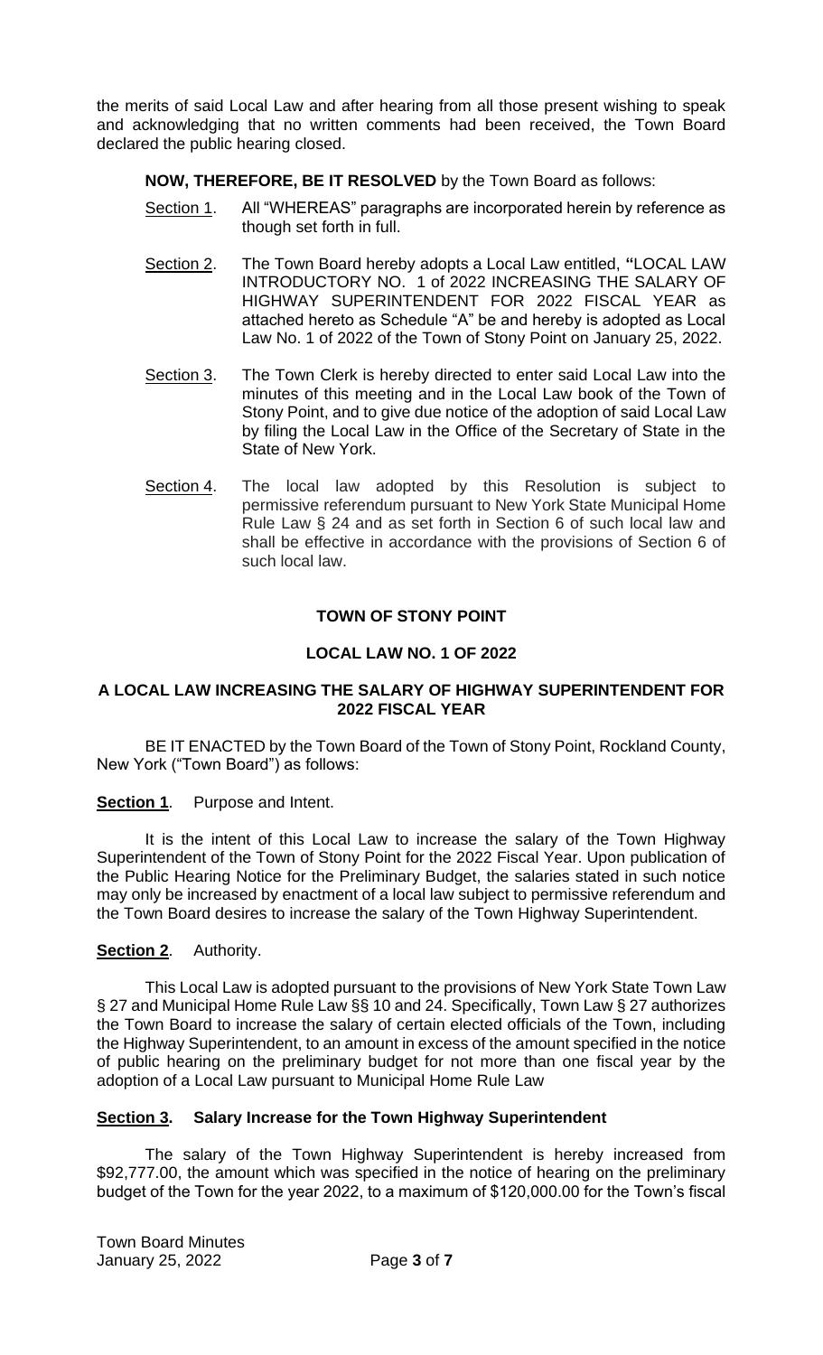the merits of said Local Law and after hearing from all those present wishing to speak and acknowledging that no written comments had been received, the Town Board declared the public hearing closed.

**NOW, THEREFORE, BE IT RESOLVED** by the Town Board as follows:

Section 1. All "WHEREAS" paragraphs are incorporated herein by reference as though set forth in full.

Section 2. The Town Board hereby adopts a Local Law entitled, **"**LOCAL LAW INTRODUCTORY NO. 1 of 2022 INCREASING THE SALARY OF HIGHWAY SUPERINTENDENT FOR 2022 FISCAL YEAR as attached hereto as Schedule "A" be and hereby is adopted as Local Law No. 1 of 2022 of the Town of Stony Point on January 25, 2022.

Section 3. The Town Clerk is hereby directed to enter said Local Law into the minutes of this meeting and in the Local Law book of the Town of Stony Point, and to give due notice of the adoption of said Local Law by filing the Local Law in the Office of the Secretary of State in the State of New York.

Section 4. The local law adopted by this Resolution is subject to permissive referendum pursuant to New York State Municipal Home Rule Law § 24 and as set forth in Section 6 of such local law and shall be effective in accordance with the provisions of Section 6 of such local law.

**TOWN OF STONY POINT**

**LOCAL LAW NO. 1 OF 2022**

**A LOCAL LAW INCREASING THE SALARY OF HIGHWAY SUPERINTENDENT FOR 2022 FISCAL YEAR**

BE IT ENACTED by the Town Board of the Town of Stony Point, Rockland County, New York ("Town Board") as follows:

**Section 1**. Purpose and Intent.

It is the intent of this Local Law to increase the salary of the Town Highway Superintendent of the Town of Stony Point for the 2022 Fiscal Year. Upon publication of the Public Hearing Notice for the Preliminary Budget, the salaries stated in such notice may only be increased by enactment of a local law subject to permissive referendum and the Town Board desires to increase the salary of the Town Highway Superintendent.

**Section 2**. Authority.

This Local Law is adopted pursuant to the provisions of New York State Town Law § 27 and Municipal Home Rule Law §§ 10 and 24. Specifically, Town Law § 27 authorizes the Town Board to increase the salary of certain elected officials of the Town, including the Highway Superintendent, to an amount in excess of the amount specified in the notice of public hearing on the preliminary budget for not more than one fiscal year by the adoption of a Local Law pursuant to Municipal Home Rule Law

**Section 3. Salary Increase for the Town Highway Superintendent**

The salary of the Town Highway Superintendent is hereby increased from $92,777.00, the amount which was specified in the notice of hearing on the preliminary budget of the Town for the year 2022, to a maximum of $120,000.00 for the Town's fiscal

Town Board Minutes
January 25, 2022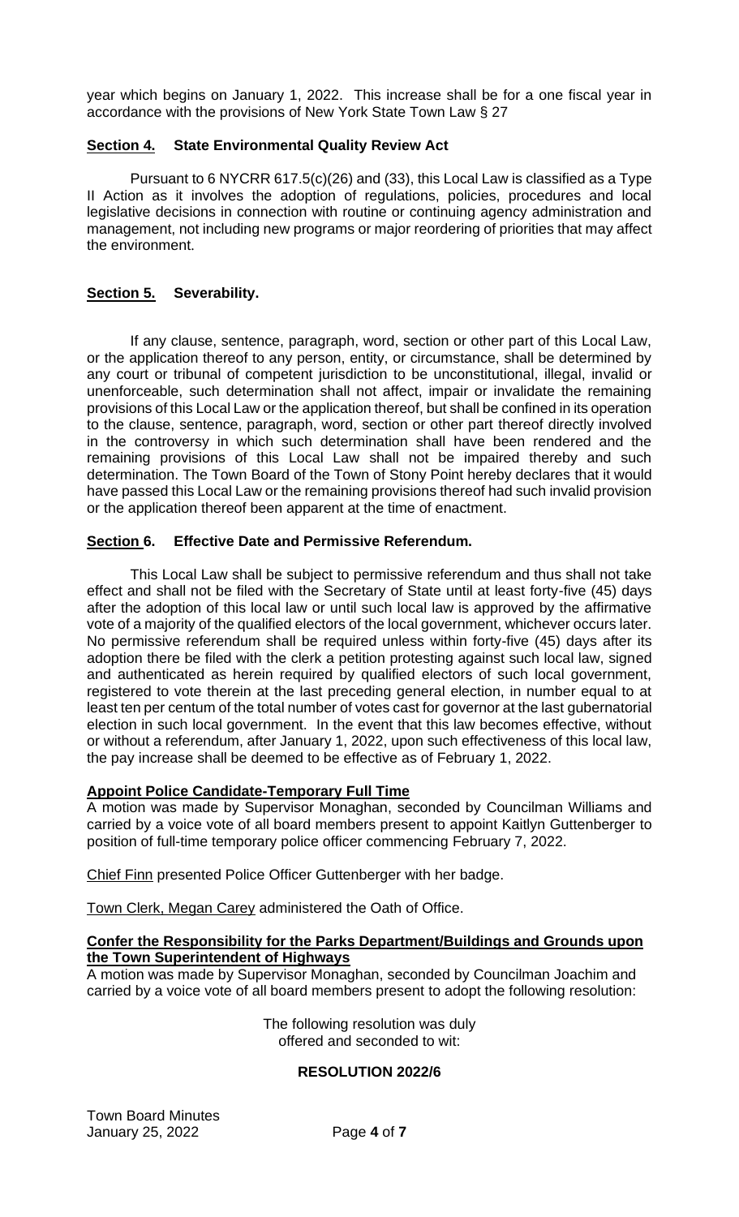year which begins on January 1, 2022. This increase shall be for a one fiscal year in accordance with the provisions of New York State Town Law § 27

**Section 4. State Environmental Quality Review Act**

Pursuant to 6 NYCRR 617.5(c)(26) and (33), this Local Law is classified as a Type II Action as it involves the adoption of regulations, policies, procedures and local legislative decisions in connection with routine or continuing agency administration and management, not including new programs or major reordering of priorities that may affect the environment.

**Section 5. Severability.**

If any clause, sentence, paragraph, word, section or other part of this Local Law, or the application thereof to any person, entity, or circumstance, shall be determined by any court or tribunal of competent jurisdiction to be unconstitutional, illegal, invalid or unenforceable, such determination shall not affect, impair or invalidate the remaining provisions of this Local Law or the application thereof, but shall be confined in its operation to the clause, sentence, paragraph, word, section or other part thereof directly involved in the controversy in which such determination shall have been rendered and the remaining provisions of this Local Law shall not be impaired thereby and such determination. The Town Board of the Town of Stony Point hereby declares that it would have passed this Local Law or the remaining provisions thereof had such invalid provision or the application thereof been apparent at the time of enactment.

**Section 6. Effective Date and Permissive Referendum.**

This Local Law shall be subject to permissive referendum and thus shall not take effect and shall not be filed with the Secretary of State until at least forty-five (45) days after the adoption of this local law or until such local law is approved by the affirmative vote of a majority of the qualified electors of the local government, whichever occurs later. No permissive referendum shall be required unless within forty-five (45) days after its adoption there be filed with the clerk a petition protesting against such local law, signed and authenticated as herein required by qualified electors of such local government, registered to vote therein at the last preceding general election, in number equal to at least ten per centum of the total number of votes cast for governor at the last gubernatorial election in such local government. In the event that this law becomes effective, without or without a referendum, after January 1, 2022, upon such effectiveness of this local law, the pay increase shall be deemed to be effective as of February 1, 2022.

**Appoint Police Candidate-Temporary Full Time**

A motion was made by Supervisor Monaghan, seconded by Councilman Williams and carried by a voice vote of all board members present to appoint Kaitlyn Guttenberger to position of full-time temporary police officer commencing February 7, 2022.

Chief Finn presented Police Officer Guttenberger with her badge.

Town Clerk, Megan Carey administered the Oath of Office.

**Confer the Responsibility for the Parks Department/Buildings and Grounds upon the Town Superintendent of Highways**

A motion was made by Supervisor Monaghan, seconded by Councilman Joachim and carried by a voice vote of all board members present to adopt the following resolution:

The following resolution was duly offered and seconded to wit:

**RESOLUTION 2022/6**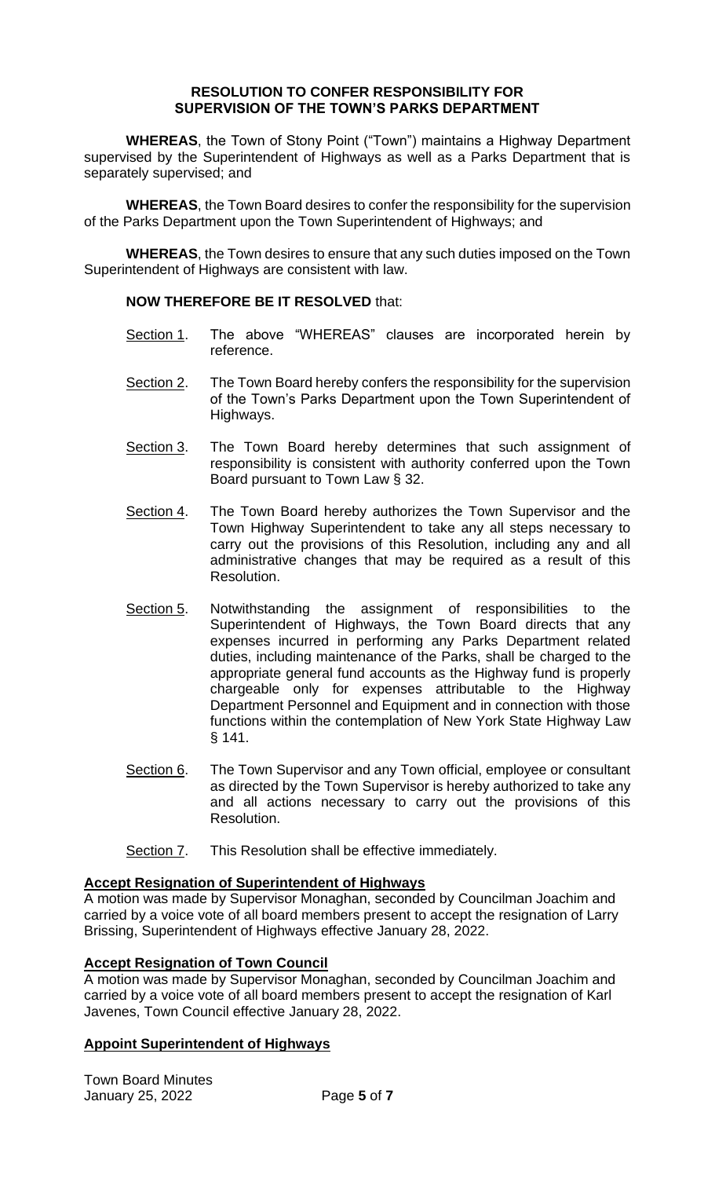**RESOLUTION TO CONFER RESPONSIBILITY FOR SUPERVISION OF THE TOWN'S PARKS DEPARTMENT**

**WHEREAS**, the Town of Stony Point ("Town") maintains a Highway Department supervised by the Superintendent of Highways as well as a Parks Department that is separately supervised; and

**WHEREAS**, the Town Board desires to confer the responsibility for the supervision of the Parks Department upon the Town Superintendent of Highways; and

**WHEREAS**, the Town desires to ensure that any such duties imposed on the Town Superintendent of Highways are consistent with law.

**NOW THEREFORE BE IT RESOLVED** that:

Section 1. The above "WHEREAS" clauses are incorporated herein by reference.

Section 2. The Town Board hereby confers the responsibility for the supervision of the Town's Parks Department upon the Town Superintendent of Highways.

Section 3. The Town Board hereby determines that such assignment of responsibility is consistent with authority conferred upon the Town Board pursuant to Town Law § 32.

Section 4. The Town Board hereby authorizes the Town Supervisor and the Town Highway Superintendent to take any all steps necessary to carry out the provisions of this Resolution, including any and all administrative changes that may be required as a result of this Resolution.

Section 5. Notwithstanding the assignment of responsibilities to the Superintendent of Highways, the Town Board directs that any expenses incurred in performing any Parks Department related duties, including maintenance of the Parks, shall be charged to the appropriate general fund accounts as the Highway fund is properly chargeable only for expenses attributable to the Highway Department Personnel and Equipment and in connection with those functions within the contemplation of New York State Highway Law § 141.

Section 6. The Town Supervisor and any Town official, employee or consultant as directed by the Town Supervisor is hereby authorized to take any and all actions necessary to carry out the provisions of this Resolution.

Section 7. This Resolution shall be effective immediately.

**Accept Resignation of Superintendent of Highways**

A motion was made by Supervisor Monaghan, seconded by Councilman Joachim and carried by a voice vote of all board members present to accept the resignation of Larry Brissing, Superintendent of Highways effective January 28, 2022.

**Accept Resignation of Town Council**

A motion was made by Supervisor Monaghan, seconded by Councilman Joachim and carried by a voice vote of all board members present to accept the resignation of Karl Javenes, Town Council effective January 28, 2022.

**Appoint Superintendent of Highways**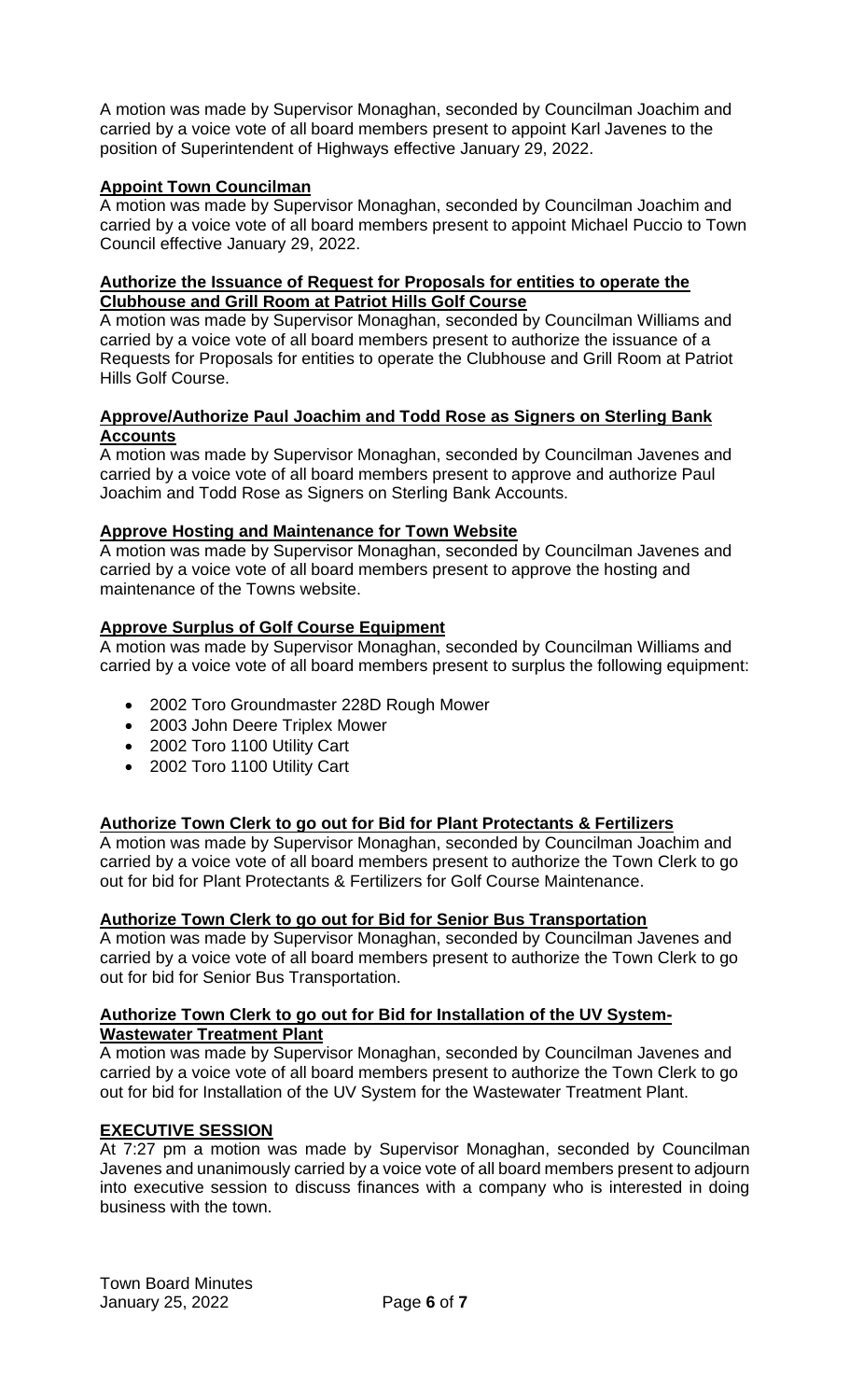A motion was made by Supervisor Monaghan, seconded by Councilman Joachim and carried by a voice vote of all board members present to appoint Karl Javenes to the position of Superintendent of Highways effective January 29, 2022.

**Appoint Town Councilman**

A motion was made by Supervisor Monaghan, seconded by Councilman Joachim and carried by a voice vote of all board members present to appoint Michael Puccio to Town Council effective January 29, 2022.

**Authorize the Issuance of Request for Proposals for entities to operate the Clubhouse and Grill Room at Patriot Hills Golf Course**

A motion was made by Supervisor Monaghan, seconded by Councilman Williams and carried by a voice vote of all board members present to authorize the issuance of a Requests for Proposals for entities to operate the Clubhouse and Grill Room at Patriot Hills Golf Course.

**Approve/Authorize Paul Joachim and Todd Rose as Signers on Sterling Bank Accounts**

A motion was made by Supervisor Monaghan, seconded by Councilman Javenes and carried by a voice vote of all board members present to approve and authorize Paul Joachim and Todd Rose as Signers on Sterling Bank Accounts.

**Approve Hosting and Maintenance for Town Website**

A motion was made by Supervisor Monaghan, seconded by Councilman Javenes and carried by a voice vote of all board members present to approve the hosting and maintenance of the Towns website.

**Approve Surplus of Golf Course Equipment**

A motion was made by Supervisor Monaghan, seconded by Councilman Williams and carried by a voice vote of all board members present to surplus the following equipment:

- 2002 Toro Groundmaster 228D Rough Mower
- 2003 John Deere Triplex Mower
- 2002 Toro 1100 Utility Cart
- 2002 Toro 1100 Utility Cart

**Authorize Town Clerk to go out for Bid for Plant Protectants & Fertilizers**

A motion was made by Supervisor Monaghan, seconded by Councilman Joachim and carried by a voice vote of all board members present to authorize the Town Clerk to go out for bid for Plant Protectants & Fertilizers for Golf Course Maintenance.

**Authorize Town Clerk to go out for Bid for Senior Bus Transportation**

A motion was made by Supervisor Monaghan, seconded by Councilman Javenes and carried by a voice vote of all board members present to authorize the Town Clerk to go out for bid for Senior Bus Transportation.

**Authorize Town Clerk to go out for Bid for Installation of the UV System-Wastewater Treatment Plant**

A motion was made by Supervisor Monaghan, seconded by Councilman Javenes and carried by a voice vote of all board members present to authorize the Town Clerk to go out for bid for Installation of the UV System for the Wastewater Treatment Plant.

**EXECUTIVE SESSION**

At 7:27 pm a motion was made by Supervisor Monaghan, seconded by Councilman Javenes and unanimously carried by a voice vote of all board members present to adjourn into executive session to discuss finances with a company who is interested in doing business with the town.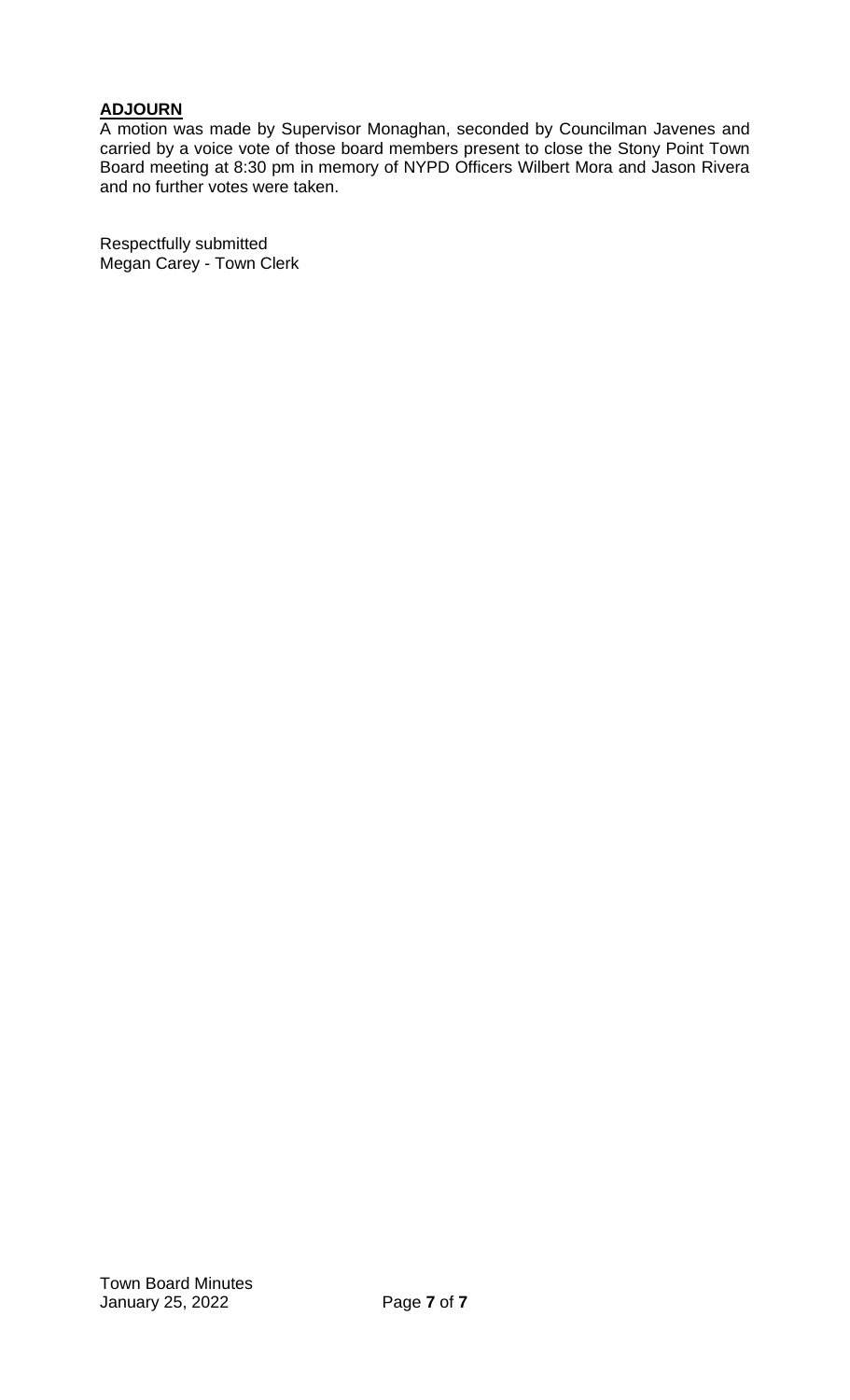## ADJOURN

A motion was made by Supervisor Monaghan, seconded by Councilman Javenes and carried by a voice vote of those board members present to close the Stony Point Town Board meeting at 8:30 pm in memory of NYPD Officers Wilbert Mora and Jason Rivera and no further votes were taken.

Respectfully submitted
Megan Carey - Town Clerk